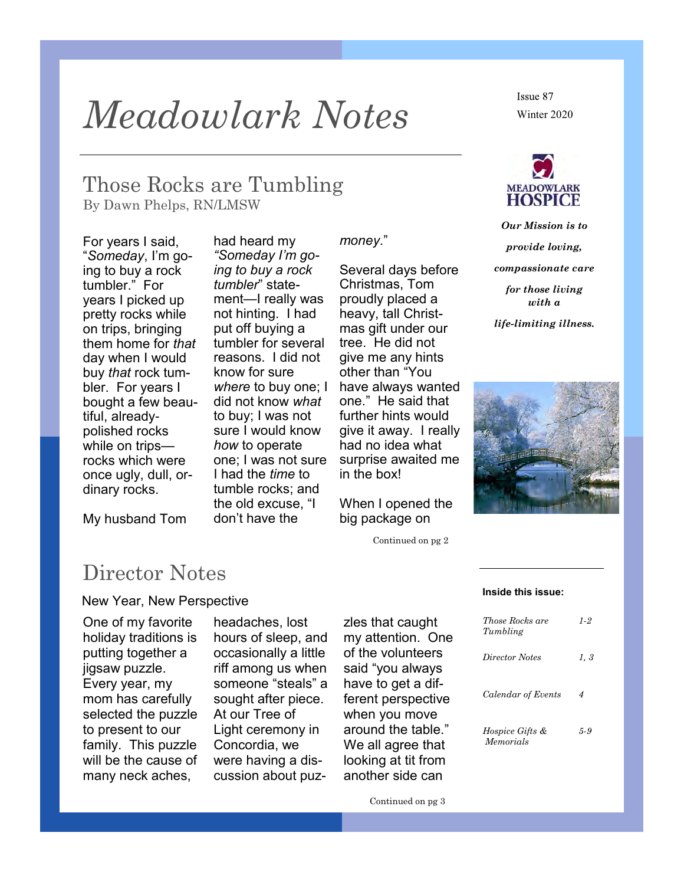# Meadowlark Notes

Issue 87
Winter 2020

MEADOWLARK HOSPICE

***Our Mission is to provide loving, compassionate care for those living with a life-limiting illness.***

## Those Rocks are Tumbling

By Dawn Phelps, RN/LMSW

For years I said, "*Someday*, I'm going to buy a rock tumbler." For years I picked up pretty rocks while on trips, bringing them home for *that* day when I would buy *that* rock tumbler. For years I bought a few beautiful, already-polished rocks while on trips—rocks which were once ugly, dull, ordinary rocks.

My husband Tom had heard my *"Someday I'm going to buy a rock tumbler*" statement—I really was not hinting. I had put off buying a tumbler for several reasons. I did not know for sure *where* to buy one; I did not know *what* to buy; I was not sure I would know *how* to operate one; I was not sure I had the *time* to tumble rocks; and the old excuse, "I don't have the *money*."

Several days before Christmas, Tom proudly placed a heavy, tall Christmas gift under our tree. He did not give me any hints other than "You have always wanted one." He said that further hints would give it away. I really had no idea what surprise awaited me in the box!

When I opened the big package on

Continued on pg 2

## Director Notes

New Year, New Perspective

One of my favorite holiday traditions is putting together a jigsaw puzzle. Every year, my mom has carefully selected the puzzle to present to our family. This puzzle will be the cause of many neck aches, headaches, lost hours of sleep, and occasionally a little riff among us when someone "steals" a sought after piece. At our Tree of Light ceremony in Concordia, we were having a discussion about puzzles that caught my attention. One of the volunteers said "you always have to get a different perspective when you move around the table." We all agree that looking at tit from another side can

Continued on pg 3

**Inside this issue:**

| | |
|---|---|
| *Those Rocks are Tumbling* | *1-2* |
| *Director Notes* | *1, 3* |
| *Calendar of Events* | *4* |
| *Hospice Gifts & Memorials* | *5-9* |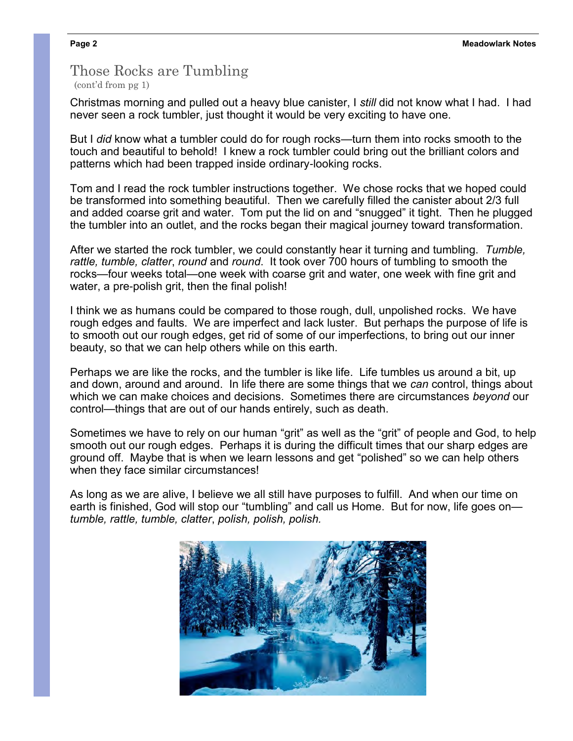## Those Rocks are Tumbling

(cont'd from pg 1)

Christmas morning and pulled out a heavy blue canister, I *still* did not know what I had. I had never seen a rock tumbler, just thought it would be very exciting to have one.

But I *did* know what a tumbler could do for rough rocks—turn them into rocks smooth to the touch and beautiful to behold! I knew a rock tumbler could bring out the brilliant colors and patterns which had been trapped inside ordinary-looking rocks.

Tom and I read the rock tumbler instructions together. We chose rocks that we hoped could be transformed into something beautiful. Then we carefully filled the canister about 2/3 full and added coarse grit and water. Tom put the lid on and "snugged" it tight. Then he plugged the tumbler into an outlet, and the rocks began their magical journey toward transformation.

After we started the rock tumbler, we could constantly hear it turning and tumbling. *Tumble, rattle, tumble, clatter*, *round* and *round*. It took over 700 hours of tumbling to smooth the rocks—four weeks total—one week with coarse grit and water, one week with fine grit and water, a pre-polish grit, then the final polish!

I think we as humans could be compared to those rough, dull, unpolished rocks. We have rough edges and faults. We are imperfect and lack luster. But perhaps the purpose of life is to smooth out our rough edges, get rid of some of our imperfections, to bring out our inner beauty, so that we can help others while on this earth.

Perhaps we are like the rocks, and the tumbler is like life. Life tumbles us around a bit, up and down, around and around. In life there are some things that we *can* control, things about which we can make choices and decisions. Sometimes there are circumstances *beyond* our control—things that are out of our hands entirely, such as death.

Sometimes we have to rely on our human "grit" as well as the "grit" of people and God, to help smooth out our rough edges. Perhaps it is during the difficult times that our sharp edges are ground off. Maybe that is when we learn lessons and get "polished" so we can help others when they face similar circumstances!

As long as we are alive, I believe we all still have purposes to fulfill. And when our time on earth is finished, God will stop our "tumbling" and call us Home. But for now, life goes on—*tumble, rattle, tumble, clatter*, *polish, polish, polish.*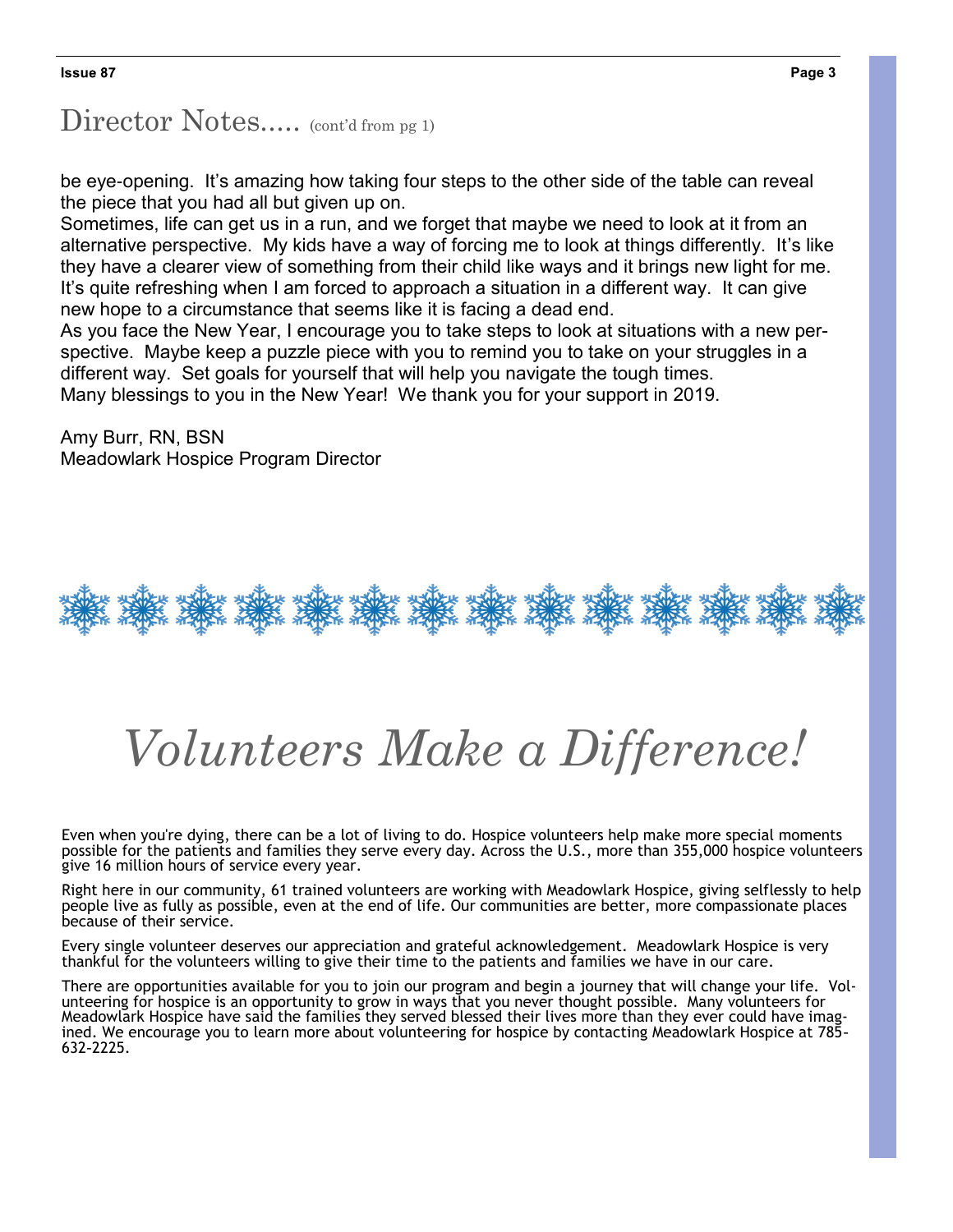## Director Notes..... (cont'd from pg 1)

be eye-opening. It's amazing how taking four steps to the other side of the table can reveal the piece that you had all but given up on.

Sometimes, life can get us in a run, and we forget that maybe we need to look at it from an alternative perspective. My kids have a way of forcing me to look at things differently. It's like they have a clearer view of something from their child like ways and it brings new light for me. It's quite refreshing when I am forced to approach a situation in a different way. It can give new hope to a circumstance that seems like it is facing a dead end.

As you face the New Year, I encourage you to take steps to look at situations with a new perspective. Maybe keep a puzzle piece with you to remind you to take on your struggles in a different way. Set goals for yourself that will help you navigate the tough times.

Many blessings to you in the New Year! We thank you for your support in 2019.

Amy Burr, RN, BSN
Meadowlark Hospice Program Director

# *Volunteers Make a Difference!*

Even when you're dying, there can be a lot of living to do. Hospice volunteers help make more special moments possible for the patients and families they serve every day. Across the U.S., more than 355,000 hospice volunteers give 16 million hours of service every year.

Right here in our community, 61 trained volunteers are working with Meadowlark Hospice, giving selflessly to help people live as fully as possible, even at the end of life. Our communities are better, more compassionate places because of their service.

Every single volunteer deserves our appreciation and grateful acknowledgement. Meadowlark Hospice is very thankful for the volunteers willing to give their time to the patients and families we have in our care.

There are opportunities available for you to join our program and begin a journey that will change your life. Volunteering for hospice is an opportunity to grow in ways that you never thought possible. Many volunteers for Meadowlark Hospice have said the families they served blessed their lives more than they ever could have imagined. We encourage you to learn more about volunteering for hospice by contacting Meadowlark Hospice at 785-632-2225.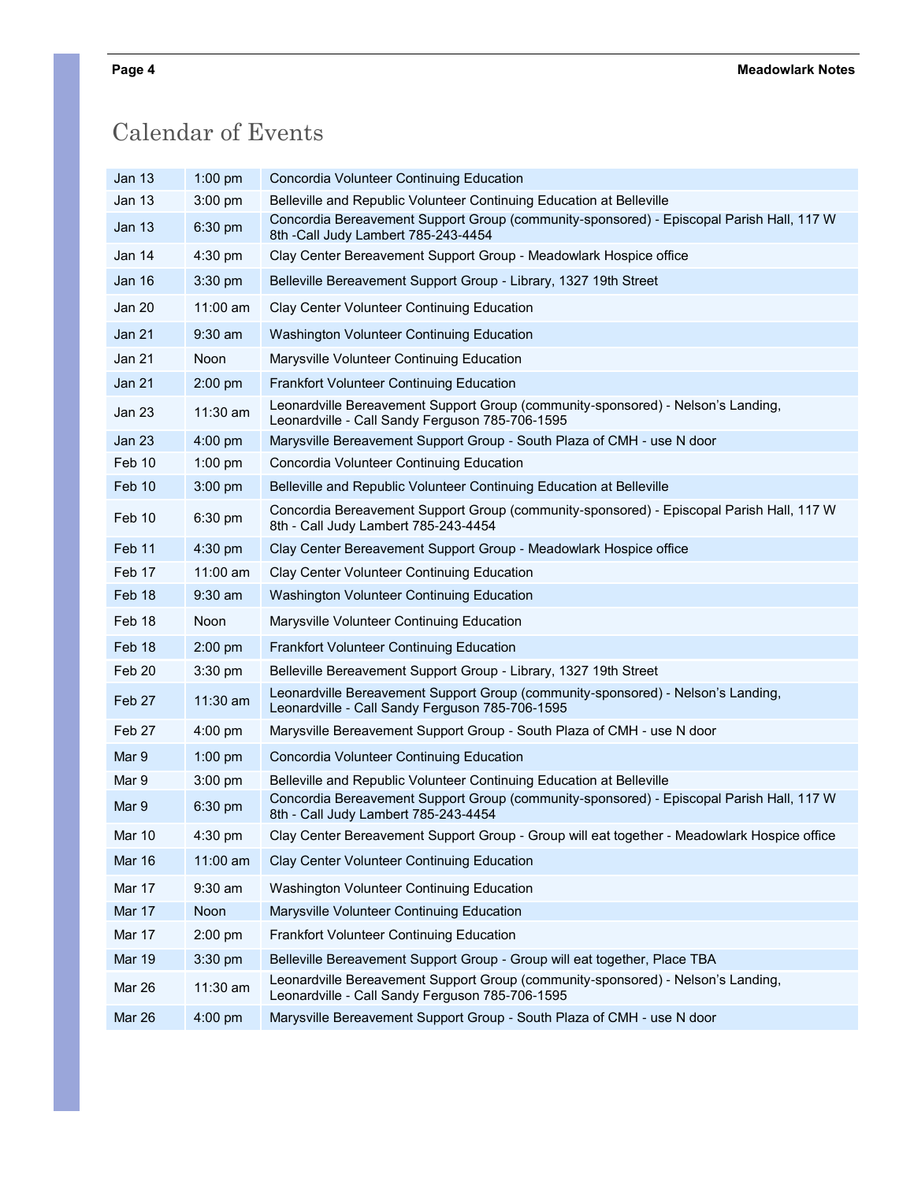# Calendar of Events

| Date | Time | Event |
|---|---|---|
| Jan 13 | 1:00 pm | Concordia Volunteer Continuing Education |
| Jan 13 | 3:00 pm | Belleville and Republic Volunteer Continuing Education at Belleville |
| Jan 13 | 6:30 pm | Concordia Bereavement Support Group (community-sponsored) - Episcopal Parish Hall, 117 W 8th -Call Judy Lambert 785-243-4454 |
| Jan 14 | 4:30 pm | Clay Center Bereavement Support Group - Meadowlark Hospice office |
| Jan 16 | 3:30 pm | Belleville Bereavement Support Group - Library, 1327 19th Street |
| Jan 20 | 11:00 am | Clay Center Volunteer Continuing Education |
| Jan 21 | 9:30 am | Washington Volunteer Continuing Education |
| Jan 21 | Noon | Marysville Volunteer Continuing Education |
| Jan 21 | 2:00 pm | Frankfort Volunteer Continuing Education |
| Jan 23 | 11:30 am | Leonardville Bereavement Support Group (community-sponsored) - Nelson's Landing, Leonardville - Call Sandy Ferguson 785-706-1595 |
| Jan 23 | 4:00 pm | Marysville Bereavement Support Group - South Plaza of CMH - use N door |
| Feb 10 | 1:00 pm | Concordia Volunteer Continuing Education |
| Feb 10 | 3:00 pm | Belleville and Republic Volunteer Continuing Education at Belleville |
| Feb 10 | 6:30 pm | Concordia Bereavement Support Group (community-sponsored) - Episcopal Parish Hall, 117 W 8th - Call Judy Lambert 785-243-4454 |
| Feb 11 | 4:30 pm | Clay Center Bereavement Support Group - Meadowlark Hospice office |
| Feb 17 | 11:00 am | Clay Center Volunteer Continuing Education |
| Feb 18 | 9:30 am | Washington Volunteer Continuing Education |
| Feb 18 | Noon | Marysville Volunteer Continuing Education |
| Feb 18 | 2:00 pm | Frankfort Volunteer Continuing Education |
| Feb 20 | 3:30 pm | Belleville Bereavement Support Group - Library, 1327 19th Street |
| Feb 27 | 11:30 am | Leonardville Bereavement Support Group (community-sponsored) - Nelson's Landing, Leonardville - Call Sandy Ferguson 785-706-1595 |
| Feb 27 | 4:00 pm | Marysville Bereavement Support Group - South Plaza of CMH - use N door |
| Mar 9 | 1:00 pm | Concordia Volunteer Continuing Education |
| Mar 9 | 3:00 pm | Belleville and Republic Volunteer Continuing Education at Belleville |
| Mar 9 | 6:30 pm | Concordia Bereavement Support Group (community-sponsored) - Episcopal Parish Hall, 117 W 8th - Call Judy Lambert 785-243-4454 |
| Mar 10 | 4:30 pm | Clay Center Bereavement Support Group - Group will eat together - Meadowlark Hospice office |
| Mar 16 | 11:00 am | Clay Center Volunteer Continuing Education |
| Mar 17 | 9:30 am | Washington Volunteer Continuing Education |
| Mar 17 | Noon | Marysville Volunteer Continuing Education |
| Mar 17 | 2:00 pm | Frankfort Volunteer Continuing Education |
| Mar 19 | 3:30 pm | Belleville Bereavement Support Group - Group will eat together, Place TBA |
| Mar 26 | 11:30 am | Leonardville Bereavement Support Group (community-sponsored) - Nelson's Landing, Leonardville - Call Sandy Ferguson 785-706-1595 |
| Mar 26 | 4:00 pm | Marysville Bereavement Support Group - South Plaza of CMH - use N door |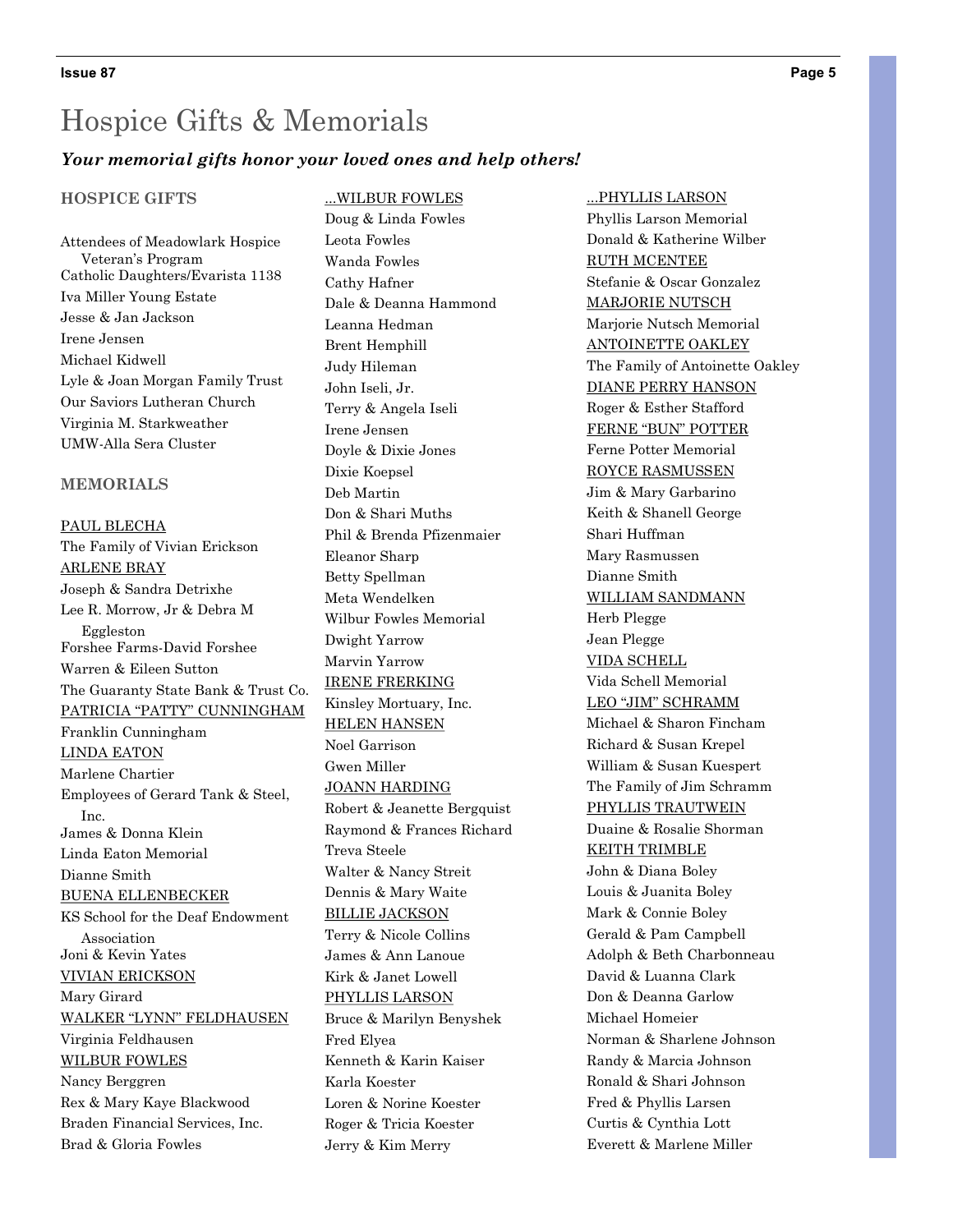# Hospice Gifts & Memorials

***Your memorial gifts honor your loved ones and help others!***

**HOSPICE GIFTS**

Attendees of Meadowlark Hospice Veteran's Program
Catholic Daughters/Evarista 1138
Iva Miller Young Estate
Jesse & Jan Jackson
Irene Jensen
Michael Kidwell
Lyle & Joan Morgan Family Trust
Our Saviors Lutheran Church
Virginia M. Starkweather
UMW-Alla Sera Cluster

**MEMORIALS**

<u>PAUL BLECHA</u>
The Family of Vivian Erickson

<u>ARLENE BRAY</u>
Joseph & Sandra Detrixhe
Lee R. Morrow, Jr & Debra M Eggleston
Forshee Farms-David Forshee
Warren & Eileen Sutton
The Guaranty State Bank & Trust Co.

<u>PATRICIA "PATTY" CUNNINGHAM</u>
Franklin Cunningham

<u>LINDA EATON</u>
Marlene Chartier
Employees of Gerard Tank & Steel, Inc.
James & Donna Klein
Linda Eaton Memorial
Dianne Smith

<u>BUENA ELLENBECKER</u>
KS School for the Deaf Endowment Association
Joni & Kevin Yates

<u>VIVIAN ERICKSON</u>
Mary Girard

<u>WALKER "LYNN" FELDHAUSEN</u>
Virginia Feldhausen

<u>WILBUR FOWLES</u>
Nancy Berggren
Rex & Mary Kaye Blackwood
Braden Financial Services, Inc.
Brad & Gloria Fowles

<u>...WILBUR FOWLES</u>
Doug & Linda Fowles
Leota Fowles
Wanda Fowles
Cathy Hafner
Dale & Deanna Hammond
Leanna Hedman
Brent Hemphill
Judy Hileman
John Iseli, Jr.
Terry & Angela Iseli
Irene Jensen
Doyle & Dixie Jones
Dixie Koepsel
Deb Martin
Don & Shari Muths
Phil & Brenda Pfizenmaier
Eleanor Sharp
Betty Spellman
Meta Wendelken
Wilbur Fowles Memorial
Dwight Yarrow
Marvin Yarrow

<u>IRENE FRERKING</u>
Kinsley Mortuary, Inc.

<u>HELEN HANSEN</u>
Noel Garrison
Gwen Miller

<u>JOANN HARDING</u>
Robert & Jeanette Bergquist
Raymond & Frances Richard
Treva Steele
Walter & Nancy Streit
Dennis & Mary Waite

<u>BILLIE JACKSON</u>
Terry & Nicole Collins
James & Ann Lanoue
Kirk & Janet Lowell

<u>PHYLLIS LARSON</u>
Bruce & Marilyn Benyshek
Fred Elyea
Kenneth & Karin Kaiser
Karla Koester
Loren & Norine Koester
Roger & Tricia Koester
Jerry & Kim Merry

<u>...PHYLLIS LARSON</u>
Phyllis Larson Memorial
Donald & Katherine Wilber

<u>RUTH MCENTEE</u>
Stefanie & Oscar Gonzalez

<u>MARJORIE NUTSCH</u>
Marjorie Nutsch Memorial

<u>ANTOINETTE OAKLEY</u>
The Family of Antoinette Oakley

<u>DIANE PERRY HANSON</u>
Roger & Esther Stafford

<u>FERNE "BUN" POTTER</u>
Ferne Potter Memorial

<u>ROYCE RASMUSSEN</u>
Jim & Mary Garbarino
Keith & Shanell George
Shari Huffman
Mary Rasmussen
Dianne Smith

<u>WILLIAM SANDMANN</u>
Herb Plegge
Jean Plegge

<u>VIDA SCHELL</u>
Vida Schell Memorial

<u>LEO "JIM" SCHRAMM</u>
Michael & Sharon Fincham
Richard & Susan Krepel
William & Susan Kuespert
The Family of Jim Schramm

<u>PHYLLIS TRAUTWEIN</u>
Duaine & Rosalie Shorman

<u>KEITH TRIMBLE</u>
John & Diana Boley
Louis & Juanita Boley
Mark & Connie Boley
Gerald & Pam Campbell
Adolph & Beth Charbonneau
David & Luanna Clark
Don & Deanna Garlow
Michael Homeier
Norman & Sharlene Johnson
Randy & Marcia Johnson
Ronald & Shari Johnson
Fred & Phyllis Larsen
Curtis & Cynthia Lott
Everett & Marlene Miller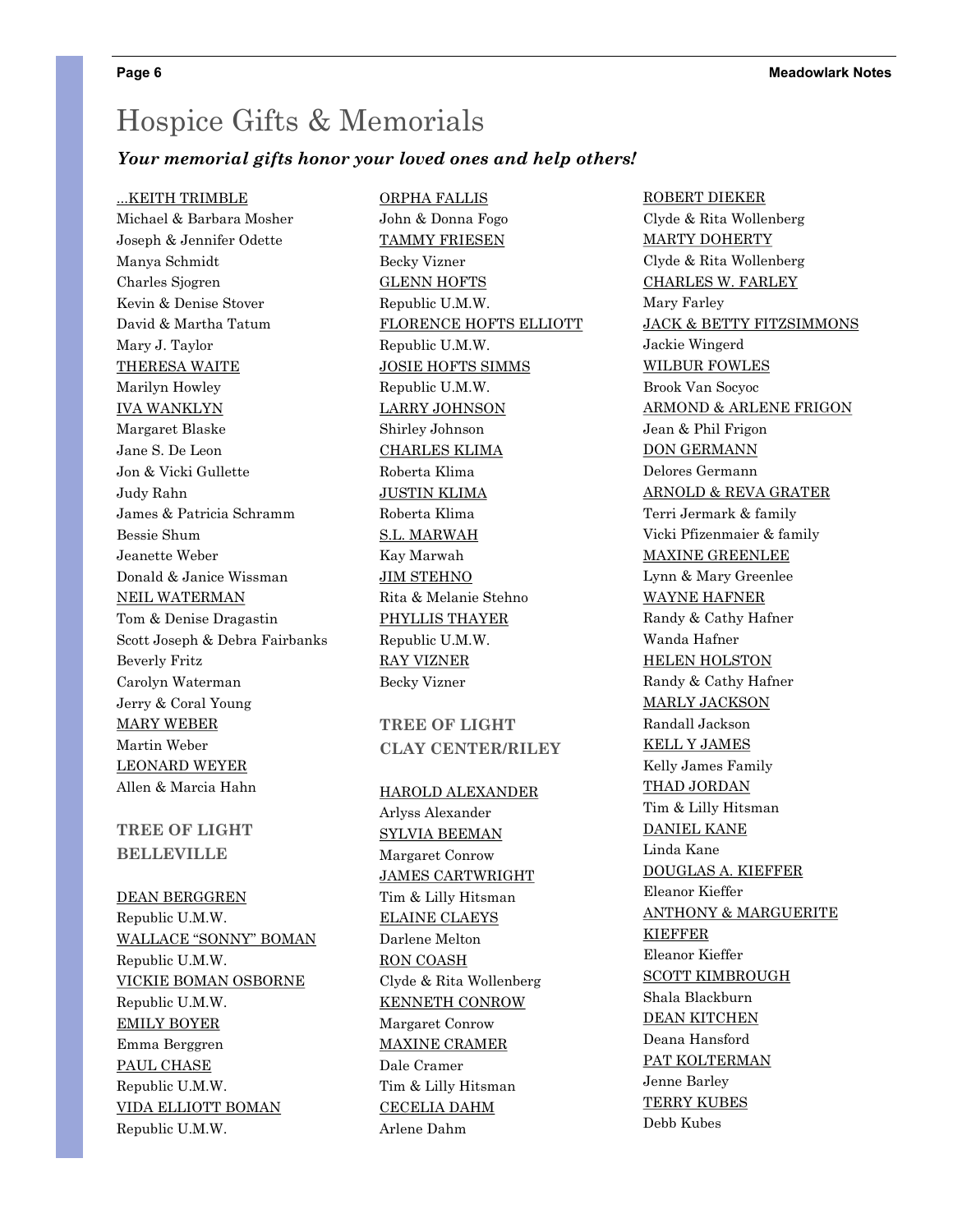# Hospice Gifts & Memorials

***Your memorial gifts honor your loved ones and help others!***

...KEITH TRIMBLE
Michael & Barbara Mosher
Joseph & Jennifer Odette
Manya Schmidt
Charles Sjogren
Kevin & Denise Stover
David & Martha Tatum
Mary J. Taylor

THERESA WAITE
Marilyn Howley

IVA WANKLYN
Margaret Blaske
Jane S. De Leon
Jon & Vicki Gullette
Judy Rahn
James & Patricia Schramm
Bessie Shum
Jeanette Weber
Donald & Janice Wissman

NEIL WATERMAN
Tom & Denise Dragastin
Scott Joseph & Debra Fairbanks
Beverly Fritz
Carolyn Waterman
Jerry & Coral Young

MARY WEBER
Martin Weber

LEONARD WEYER
Allen & Marcia Hahn

## TREE OF LIGHT BELLEVILLE

DEAN BERGGREN
Republic U.M.W.

WALLACE "SONNY" BOMAN
Republic U.M.W.

VICKIE BOMAN OSBORNE
Republic U.M.W.

EMILY BOYER
Emma Berggren

PAUL CHASE
Republic U.M.W.

VIDA ELLIOTT BOMAN
Republic U.M.W.

ORPHA FALLIS
John & Donna Fogo

TAMMY FRIESEN
Becky Vizner

GLENN HOFTS
Republic U.M.W.

FLORENCE HOFTS ELLIOTT
Republic U.M.W.

JOSIE HOFTS SIMMS
Republic U.M.W.

LARRY JOHNSON
Shirley Johnson

CHARLES KLIMA
Roberta Klima

JUSTIN KLIMA
Roberta Klima

S.L. MARWAH
Kay Marwah

JIM STEHNO
Rita & Melanie Stehno

PHYLLIS THAYER
Republic U.M.W.

RAY VIZNER
Becky Vizner

## TREE OF LIGHT CLAY CENTER/RILEY

HAROLD ALEXANDER
Arlyss Alexander

SYLVIA BEEMAN
Margaret Conrow

JAMES CARTWRIGHT
Tim & Lilly Hitsman

ELAINE CLAEYS
Darlene Melton

RON COASH
Clyde & Rita Wollenberg

KENNETH CONROW
Margaret Conrow

MAXINE CRAMER
Dale Cramer
Tim & Lilly Hitsman

CECELIA DAHM
Arlene Dahm

ROBERT DIEKER
Clyde & Rita Wollenberg

MARTY DOHERTY
Clyde & Rita Wollenberg

CHARLES W. FARLEY
Mary Farley

JACK & BETTY FITZSIMMONS
Jackie Wingerd

WILBUR FOWLES
Brook Van Socyoc

ARMOND & ARLENE FRIGON
Jean & Phil Frigon

DON GERMANN
Delores Germann

ARNOLD & REVA GRATER
Terri Jermark & family
Vicki Pfizenmaier & family

MAXINE GREENLEE
Lynn & Mary Greenlee

WAYNE HAFNER
Randy & Cathy Hafner
Wanda Hafner

HELEN HOLSTON
Randy & Cathy Hafner

MARLY JACKSON
Randall Jackson

KELL Y JAMES
Kelly James Family

THAD JORDAN
Tim & Lilly Hitsman

DANIEL KANE
Linda Kane

DOUGLAS A. KIEFFER
Eleanor Kieffer

ANTHONY & MARGUERITE KIEFFER
Eleanor Kieffer

SCOTT KIMBROUGH
Shala Blackburn

DEAN KITCHEN
Deana Hansford

PAT KOLTERMAN
Jenne Barley

TERRY KUBES
Debb Kubes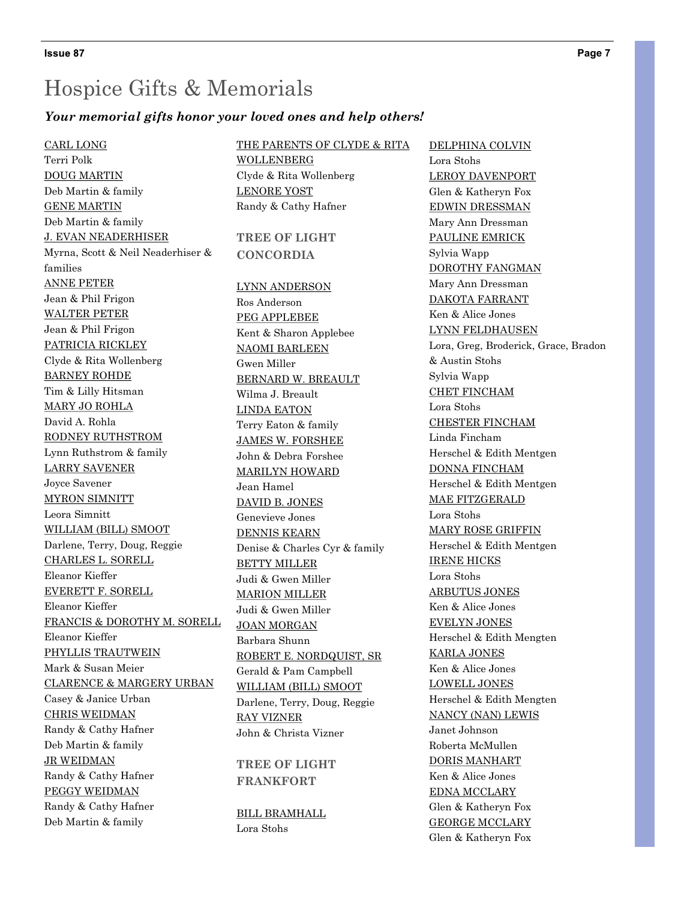# Hospice Gifts & Memorials

***Your memorial gifts honor your loved ones and help others!***

CARL LONG
Terri Polk

DOUG MARTIN
Deb Martin & family

GENE MARTIN
Deb Martin & family

J. EVAN NEADERHISER
Myrna, Scott & Neil Neaderhiser & families

ANNE PETER
Jean & Phil Frigon

WALTER PETER
Jean & Phil Frigon

PATRICIA RICKLEY
Clyde & Rita Wollenberg

BARNEY ROHDE
Tim & Lilly Hitsman

MARY JO ROHLA
David A. Rohla

RODNEY RUTHSTROM
Lynn Ruthstrom & family

LARRY SAVENER
Joyce Savener

MYRON SIMNITT
Leora Simnitt

WILLIAM (BILL) SMOOT
Darlene, Terry, Doug, Reggie

CHARLES L. SORELL
Eleanor Kieffer

EVERETT F. SORELL
Eleanor Kieffer

FRANCIS & DOROTHY M. SORELL
Eleanor Kieffer

PHYLLIS TRAUTWEIN
Mark & Susan Meier

CLARENCE & MARGERY URBAN
Casey & Janice Urban

CHRIS WEIDMAN
Randy & Cathy Hafner
Deb Martin & family

JR WEIDMAN
Randy & Cathy Hafner

PEGGY WEIDMAN
Randy & Cathy Hafner
Deb Martin & family

THE PARENTS OF CLYDE & RITA WOLLENBERG
Clyde & Rita Wollenberg

LENORE YOST
Randy & Cathy Hafner

### TREE OF LIGHT CONCORDIA

LYNN ANDERSON
Ros Anderson

PEG APPLEBEE
Kent & Sharon Applebee

NAOMI BARLEEN
Gwen Miller

BERNARD W. BREAULT
Wilma J. Breault

LINDA EATON
Terry Eaton & family

JAMES W. FORSHEE
John & Debra Forshee

MARILYN HOWARD
Jean Hamel

DAVID B. JONES
Genevieve Jones

DENNIS KEARN
Denise & Charles Cyr & family

BETTY MILLER
Judi & Gwen Miller

MARION MILLER
Judi & Gwen Miller

JOAN MORGAN
Barbara Shunn

ROBERT E. NORDQUIST, SR
Gerald & Pam Campbell

WILLIAM (BILL) SMOOT
Darlene, Terry, Doug, Reggie

RAY VIZNER
John & Christa Vizner

### TREE OF LIGHT FRANKFORT

BILL BRAMHALL
Lora Stohs

DELPHINA COLVIN
Lora Stohs

LEROY DAVENPORT
Glen & Katheryn Fox

EDWIN DRESSMAN
Mary Ann Dressman

PAULINE EMRICK
Sylvia Wapp

DOROTHY FANGMAN
Mary Ann Dressman

DAKOTA FARRANT
Ken & Alice Jones

LYNN FELDHAUSEN
Lora, Greg, Broderick, Grace, Bradon & Austin Stohs
Sylvia Wapp

CHET FINCHAM
Lora Stohs

CHESTER FINCHAM
Linda Fincham
Herschel & Edith Mentgen

DONNA FINCHAM
Herschel & Edith Mentgen

MAE FITZGERALD
Lora Stohs

MARY ROSE GRIFFIN
Herschel & Edith Mentgen

IRENE HICKS
Lora Stohs

ARBUTUS JONES
Ken & Alice Jones

EVELYN JONES
Herschel & Edith Mengten

KARLA JONES
Ken & Alice Jones

LOWELL JONES
Herschel & Edith Mengten

NANCY (NAN) LEWIS
Janet Johnson
Roberta McMullen

DORIS MANHART
Ken & Alice Jones

EDNA MCCLARY
Glen & Katheryn Fox

GEORGE MCCLARY
Glen & Katheryn Fox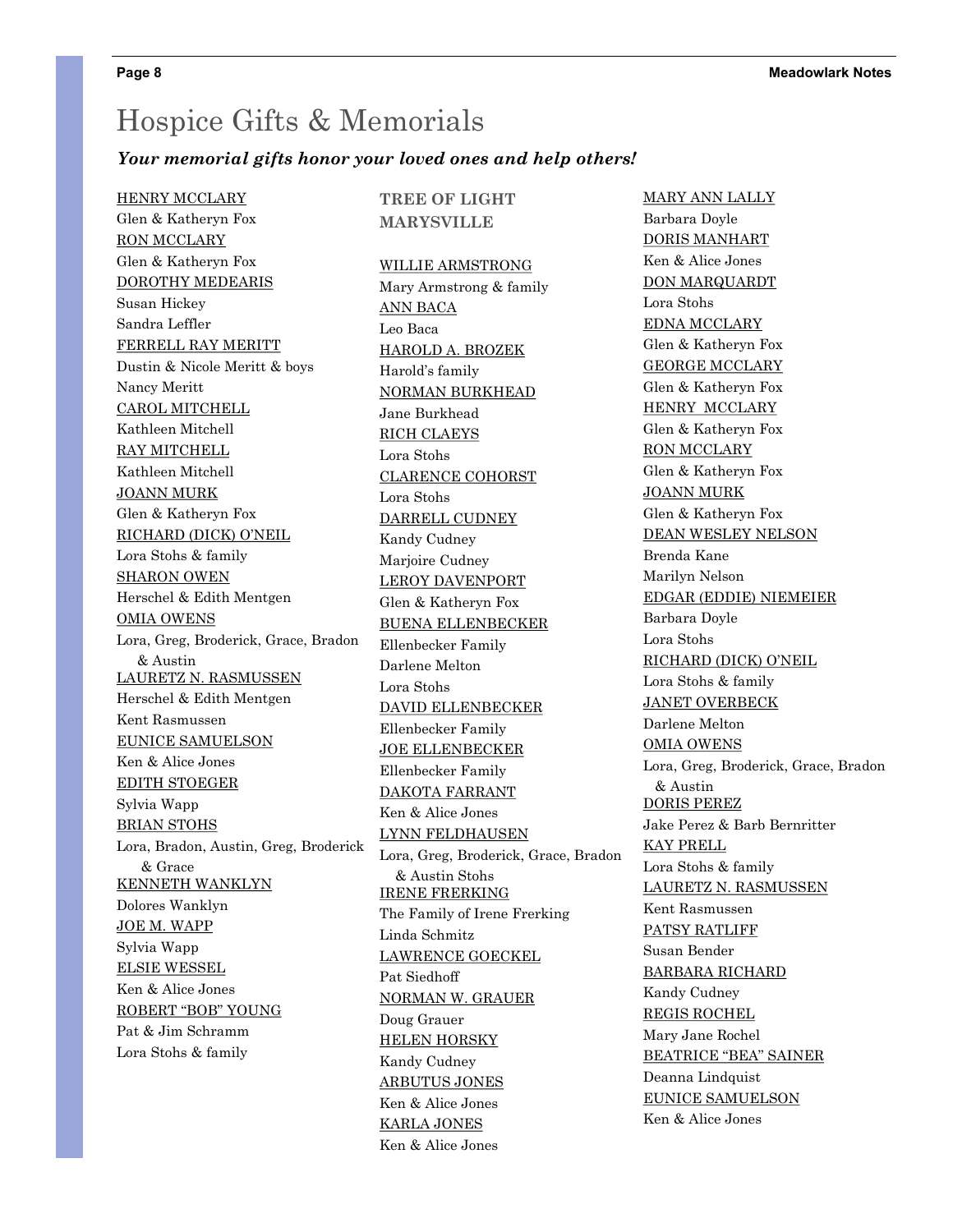# Hospice Gifts & Memorials

***Your memorial gifts honor your loved ones and help others!***

HENRY MCCLARY
Glen & Katheryn Fox

RON MCCLARY
Glen & Katheryn Fox

DOROTHY MEDEARIS
Susan Hickey
Sandra Leffler

FERRELL RAY MERITT
Dustin & Nicole Meritt & boys
Nancy Meritt

CAROL MITCHELL
Kathleen Mitchell

RAY MITCHELL
Kathleen Mitchell

JOANN MURK
Glen & Katheryn Fox

RICHARD (DICK) O'NEIL
Lora Stohs & family

SHARON OWEN
Herschel & Edith Mentgen

OMIA OWENS
Lora, Greg, Broderick, Grace, Bradon & Austin

LAURETZ N. RASMUSSEN
Herschel & Edith Mentgen
Kent Rasmussen

EUNICE SAMUELSON
Ken & Alice Jones

EDITH STOEGER
Sylvia Wapp

BRIAN STOHS
Lora, Bradon, Austin, Greg, Broderick & Grace

KENNETH WANKLYN
Dolores Wanklyn

JOE M. WAPP
Sylvia Wapp

ELSIE WESSEL
Ken & Alice Jones

ROBERT "BOB" YOUNG
Pat & Jim Schramm
Lora Stohs & family

## TREE OF LIGHT MARYSVILLE

WILLIE ARMSTRONG
Mary Armstrong & family

ANN BACA
Leo Baca

HAROLD A. BROZEK
Harold's family

NORMAN BURKHEAD
Jane Burkhead

RICH CLAEYS
Lora Stohs

CLARENCE COHORST
Lora Stohs

DARRELL CUDNEY
Kandy Cudney
Marjoire Cudney

LEROY DAVENPORT
Glen & Katheryn Fox

BUENA ELLENBECKER
Ellenbecker Family
Darlene Melton
Lora Stohs

DAVID ELLENBECKER
Ellenbecker Family

JOE ELLENBECKER
Ellenbecker Family

DAKOTA FARRANT
Ken & Alice Jones

LYNN FELDHAUSEN
Lora, Greg, Broderick, Grace, Bradon & Austin Stohs

IRENE FRERKING
The Family of Irene Frerking
Linda Schmitz

LAWRENCE GOECKEL
Pat Siedhoff

NORMAN W. GRAUER
Doug Grauer

HELEN HORSKY
Kandy Cudney

ARBUTUS JONES
Ken & Alice Jones

KARLA JONES
Ken & Alice Jones

MARY ANN LALLY
Barbara Doyle

DORIS MANHART
Ken & Alice Jones

DON MARQUARDT
Lora Stohs

EDNA MCCLARY
Glen & Katheryn Fox

GEORGE MCCLARY
Glen & Katheryn Fox

HENRY MCCLARY
Glen & Katheryn Fox

RON MCCLARY
Glen & Katheryn Fox

JOANN MURK
Glen & Katheryn Fox

DEAN WESLEY NELSON
Brenda Kane
Marilyn Nelson

EDGAR (EDDIE) NIEMEIER
Barbara Doyle
Lora Stohs

RICHARD (DICK) O'NEIL
Lora Stohs & family

JANET OVERBECK
Darlene Melton

OMIA OWENS
Lora, Greg, Broderick, Grace, Bradon & Austin

DORIS PEREZ
Jake Perez & Barb Bernritter

KAY PRELL
Lora Stohs & family

LAURETZ N. RASMUSSEN
Kent Rasmussen

PATSY RATLIFF
Susan Bender

BARBARA RICHARD
Kandy Cudney

REGIS ROCHEL
Mary Jane Rochel

BEATRICE "BEA" SAINER
Deanna Lindquist

EUNICE SAMUELSON
Ken & Alice Jones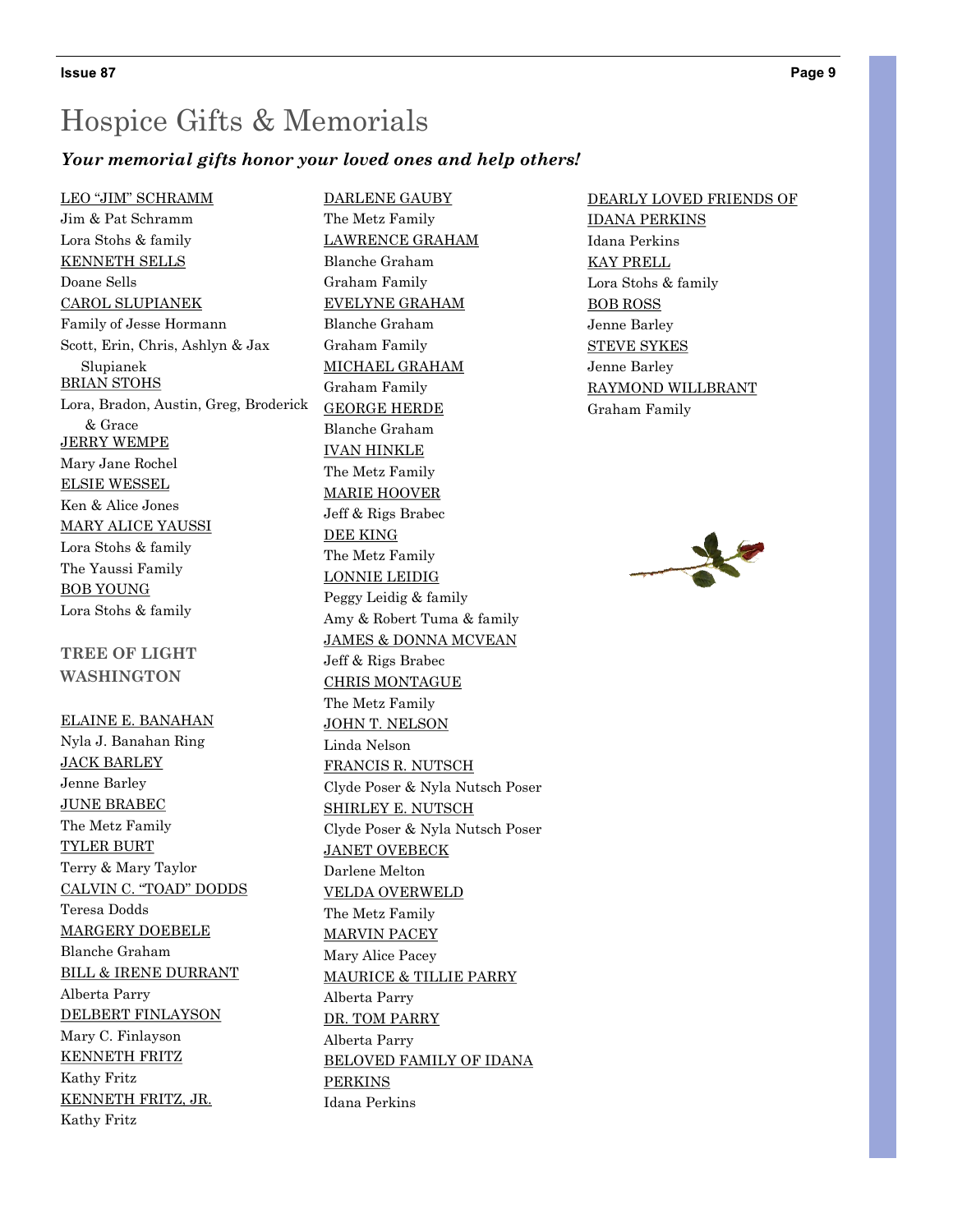# Hospice Gifts & Memorials

***Your memorial gifts honor your loved ones and help others!***

LEO "JIM" SCHRAMM
Jim & Pat Schramm
Lora Stohs & family

KENNETH SELLS
Doane Sells

CAROL SLUPIANEK
Family of Jesse Hormann
Scott, Erin, Chris, Ashlyn & Jax Slupianek

BRIAN STOHS
Lora, Bradon, Austin, Greg, Broderick & Grace

JERRY WEMPE
Mary Jane Rochel

ELSIE WESSEL
Ken & Alice Jones

MARY ALICE YAUSSI
Lora Stohs & family
The Yaussi Family

BOB YOUNG
Lora Stohs & family

**TREE OF LIGHT WASHINGTON**

ELAINE E. BANAHAN
Nyla J. Banahan Ring

JACK BARLEY
Jenne Barley

JUNE BRABEC
The Metz Family

TYLER BURT
Terry & Mary Taylor

CALVIN C. "TOAD" DODDS
Teresa Dodds

MARGERY DOEBELE
Blanche Graham

BILL & IRENE DURRANT
Alberta Parry

DELBERT FINLAYSON
Mary C. Finlayson

KENNETH FRITZ
Kathy Fritz

KENNETH FRITZ, JR.
Kathy Fritz

DARLENE GAUBY
The Metz Family

LAWRENCE GRAHAM
Blanche Graham
Graham Family

EVELYNE GRAHAM
Blanche Graham
Graham Family

MICHAEL GRAHAM
Graham Family

GEORGE HERDE
Blanche Graham

IVAN HINKLE
The Metz Family

MARIE HOOVER
Jeff & Rigs Brabec

DEE KING
The Metz Family

LONNIE LEIDIG
Peggy Leidig & family
Amy & Robert Tuma & family

JAMES & DONNA MCVEAN
Jeff & Rigs Brabec

CHRIS MONTAGUE
The Metz Family

JOHN T. NELSON
Linda Nelson

FRANCIS R. NUTSCH
Clyde Poser & Nyla Nutsch Poser

SHIRLEY E. NUTSCH
Clyde Poser & Nyla Nutsch Poser

JANET OVEBECK
Darlene Melton

VELDA OVERWELD
The Metz Family

MARVIN PACEY
Mary Alice Pacey

MAURICE & TILLIE PARRY
Alberta Parry

DR. TOM PARRY
Alberta Parry

BELOVED FAMILY OF IDANA PERKINS
Idana Perkins

DEARLY LOVED FRIENDS OF IDANA PERKINS
Idana Perkins

KAY PRELL
Lora Stohs & family

BOB ROSS
Jenne Barley

STEVE SYKES
Jenne Barley

RAYMOND WILLBRANT
Graham Family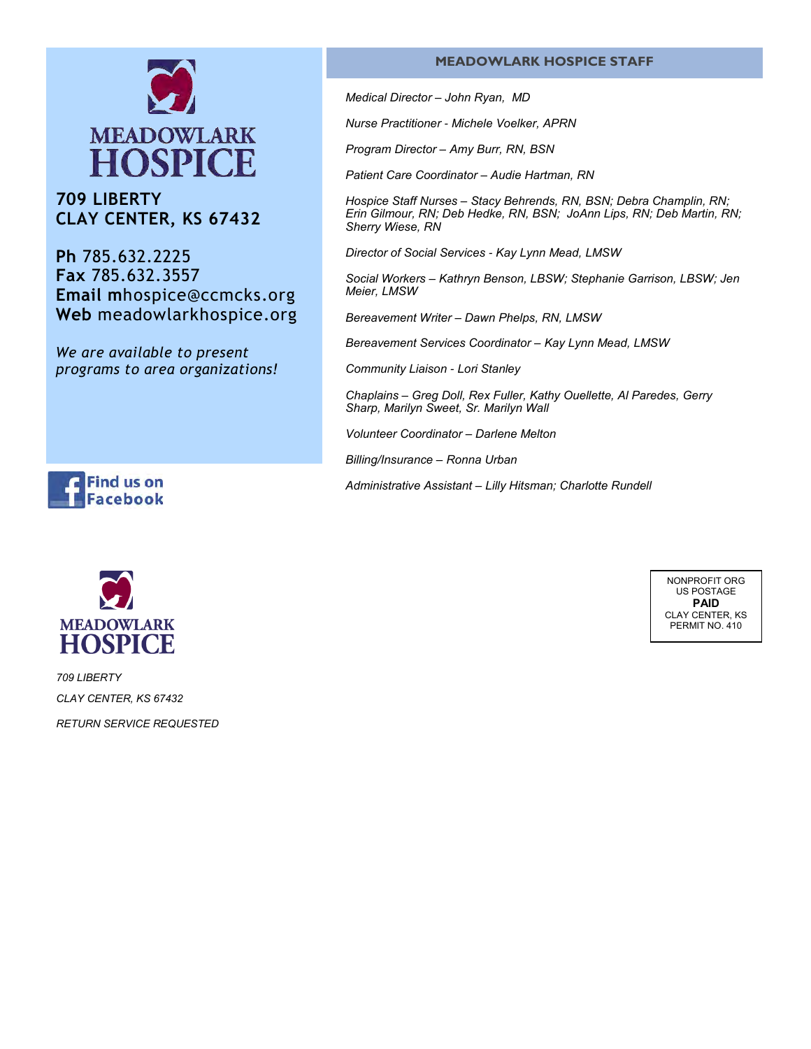MEADOWLARK HOSPICE

**709 LIBERTY**
**CLAY CENTER, KS 67432**

**Ph** 785.632.2225
**Fax** 785.632.3557
**Email** mhospice@ccmcks.org
**Web** meadowlarkhospice.org

*We are available to present programs to area organizations!*

Find us on Facebook

## MEADOWLARK HOSPICE STAFF

*Medical Director – John Ryan, MD*

*Nurse Practitioner - Michele Voelker, APRN*

*Program Director – Amy Burr, RN, BSN*

*Patient Care Coordinator – Audie Hartman, RN*

*Hospice Staff Nurses – Stacy Behrends, RN, BSN; Debra Champlin, RN; Erin Gilmour, RN; Deb Hedke, RN, BSN; JoAnn Lips, RN; Deb Martin, RN; Sherry Wiese, RN*

*Director of Social Services - Kay Lynn Mead, LMSW*

*Social Workers – Kathryn Benson, LBSW; Stephanie Garrison, LBSW; Jen Meier, LMSW*

*Bereavement Writer – Dawn Phelps, RN, LMSW*

*Bereavement Services Coordinator – Kay Lynn Mead, LMSW*

*Community Liaison - Lori Stanley*

*Chaplains – Greg Doll, Rex Fuller, Kathy Ouellette, Al Paredes, Gerry Sharp, Marilyn Sweet, Sr. Marilyn Wall*

*Volunteer Coordinator – Darlene Melton*

*Billing/Insurance – Ronna Urban*

*Administrative Assistant – Lilly Hitsman; Charlotte Rundell*

MEADOWLARK HOSPICE

*709 LIBERTY*

*CLAY CENTER, KS 67432*

*RETURN SERVICE REQUESTED*

NONPROFIT ORG
US POSTAGE
**PAID**
CLAY CENTER, KS
PERMIT NO. 410